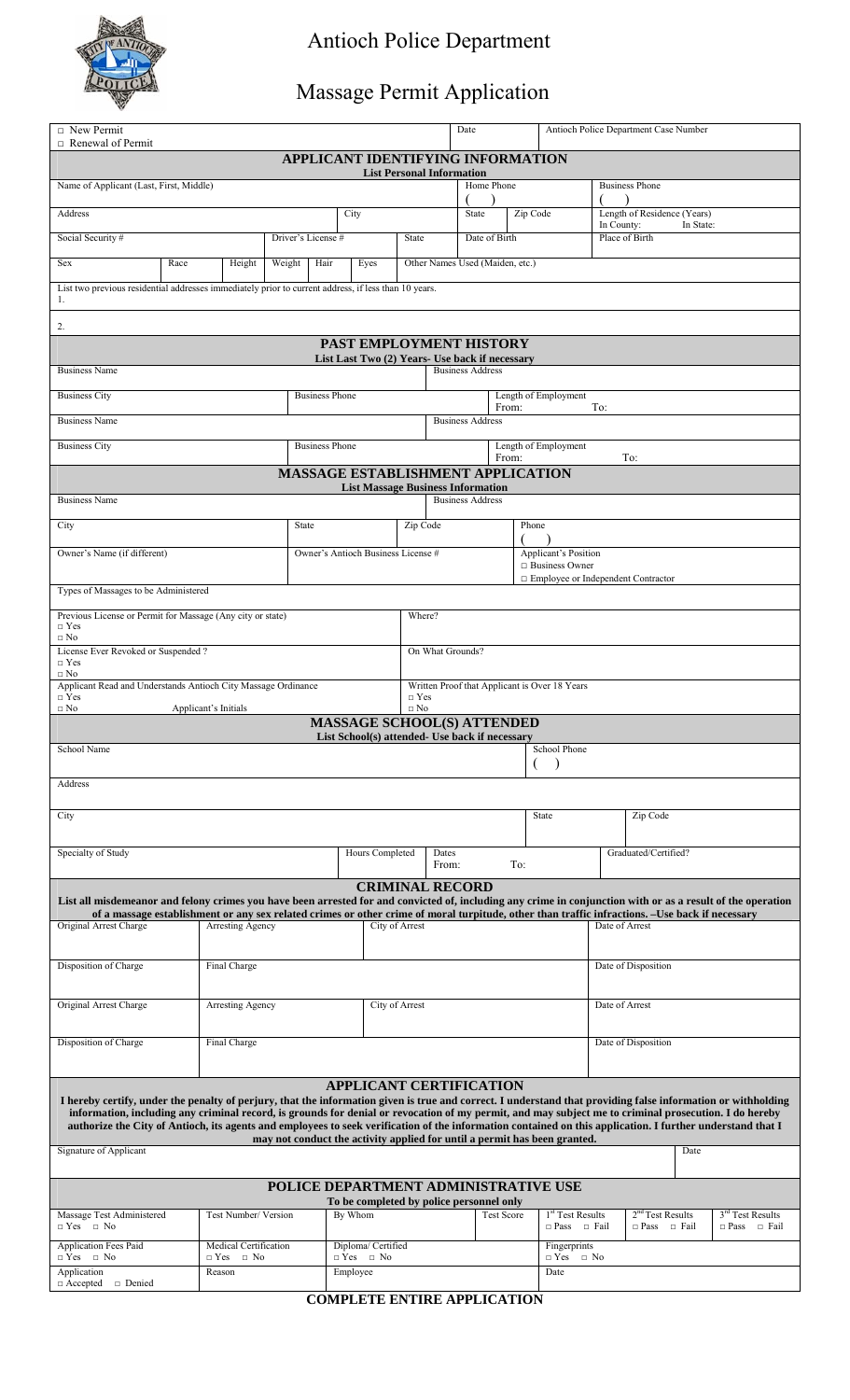# Antioch Police Department

## Massage Permit Application

| □ New Permit<br>□ Renewal of Permit | Date | Antioch Police Department Case Number |
|---|---|---|

### APPLICANT IDENTIFYING INFORMATION

**List Personal Information**

| Name of Applicant (Last, First, Middle) | | | | | | | Home Phone<br>( ) | | Business Phone<br>( ) |
|---|---|---|---|---|---|---|---|---|---|
| Address | | | | City | | | State | Zip Code | Length of Residence (Years)<br>In County: In State: |
| Social Security # | | Driver's License # | | | State | | Date of Birth | | Place of Birth |
| Sex | Race | Height | Weight | Hair | Eyes | Other Names Used (Maiden, etc.) | | | |

List two previous residential addresses immediately prior to current address, if less than 10 years.

1.

2.

### PAST EMPLOYMENT HISTORY

**List Last Two (2) Years- Use back if necessary**

| Business Name | | Business Address |
|---|---|---|
| Business City | Business Phone | Length of Employment<br>From: To: |
| Business Name | | Business Address |
| Business City | Business Phone | Length of Employment<br>From: To: |

### MASSAGE ESTABLISHMENT APPLICATION

**List Massage Business Information**

| Business Name | | | Business Address |
|---|---|---|---|
| City | State | Zip Code | Phone<br>( ) |
| Owner's Name (if different) | Owner's Antioch Business License # | | Applicant's Position<br>□ Business Owner<br>□ Employee or Independent Contractor |
| Types of Massages to be Administered | | | |
| Previous License or Permit for Massage (Any city or state)<br>□ Yes<br>□ No | | Where? | |
| License Ever Revoked or Suspended ?<br>□ Yes<br>□ No | | On What Grounds? | |
| Applicant Read and Understands Antioch City Massage Ordinance<br>□ Yes<br>□ No Applicant's Initials | | Written Proof that Applicant is Over 18 Years<br>□ Yes<br>□ No | |

### MASSAGE SCHOOL(S) ATTENDED

**List School(s) attended- Use back if necessary**

| School Name | | | School Phone<br>( ) | |
|---|---|---|---|---|
| Address | | | | |
| City | | | State | Zip Code |
| Specialty of Study | Hours Completed | Dates<br>From: To: | | Graduated/Certified? |

### CRIMINAL RECORD

**List all misdemeanor and felony crimes you have been arrested for and convicted of, including any crime in conjunction with or as a result of the operation of a massage establishment or any sex related crimes or other crime of moral turpitude, other than traffic infractions. –Use back if necessary**

| Original Arrest Charge | Arresting Agency | City of Arrest | Date of Arrest |
|---|---|---|---|
| Disposition of Charge | Final Charge | | Date of Disposition |
| Original Arrest Charge | Arresting Agency | City of Arrest | Date of Arrest |
| Disposition of Charge | Final Charge | | Date of Disposition |

### APPLICANT CERTIFICATION

**I hereby certify, under the penalty of perjury, that the information given is true and correct. I understand that providing false information or withholding information, including any criminal record, is grounds for denial or revocation of my permit, and may subject me to criminal prosecution. I do hereby authorize the City of Antioch, its agents and employees to seek verification of the information contained on this application. I further understand that I may not conduct the activity applied for until a permit has been granted.**

| Signature of Applicant | Date |
|---|---|

### POLICE DEPARTMENT ADMINISTRATIVE USE

**To be completed by police personnel only**

| Massage Test Administered<br>□ Yes □ No | Test Number/ Version | By Whom | Test Score | 1st Test Results<br>□ Pass □ Fail | 2nd Test Results<br>□ Pass □ Fail | 3rd Test Results<br>□ Pass □ Fail |
|---|---|---|---|---|---|---|
| Application Fees Paid<br>□ Yes □ No | Medical Certification<br>□ Yes □ No | Diploma/ Certified<br>□ Yes □ No | | Fingerprints<br>□ Yes □ No | | |
| Application<br>□ Accepted □ Denied | Reason | Employee | | Date | | |

**COMPLETE ENTIRE APPLICATION**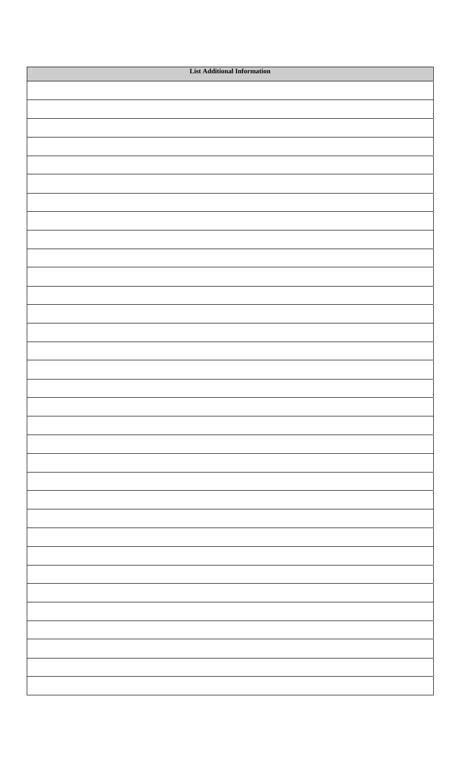| List Additional Information |
| --- |
| |
| |
| |
| |
| |
| |
| |
| |
| |
| |
| |
| |
| |
| |
| |
| |
| |
| |
| |
| |
| |
| |
| |
| |
| |
| |
| |
| |
| |
| |
| |
| |
| |